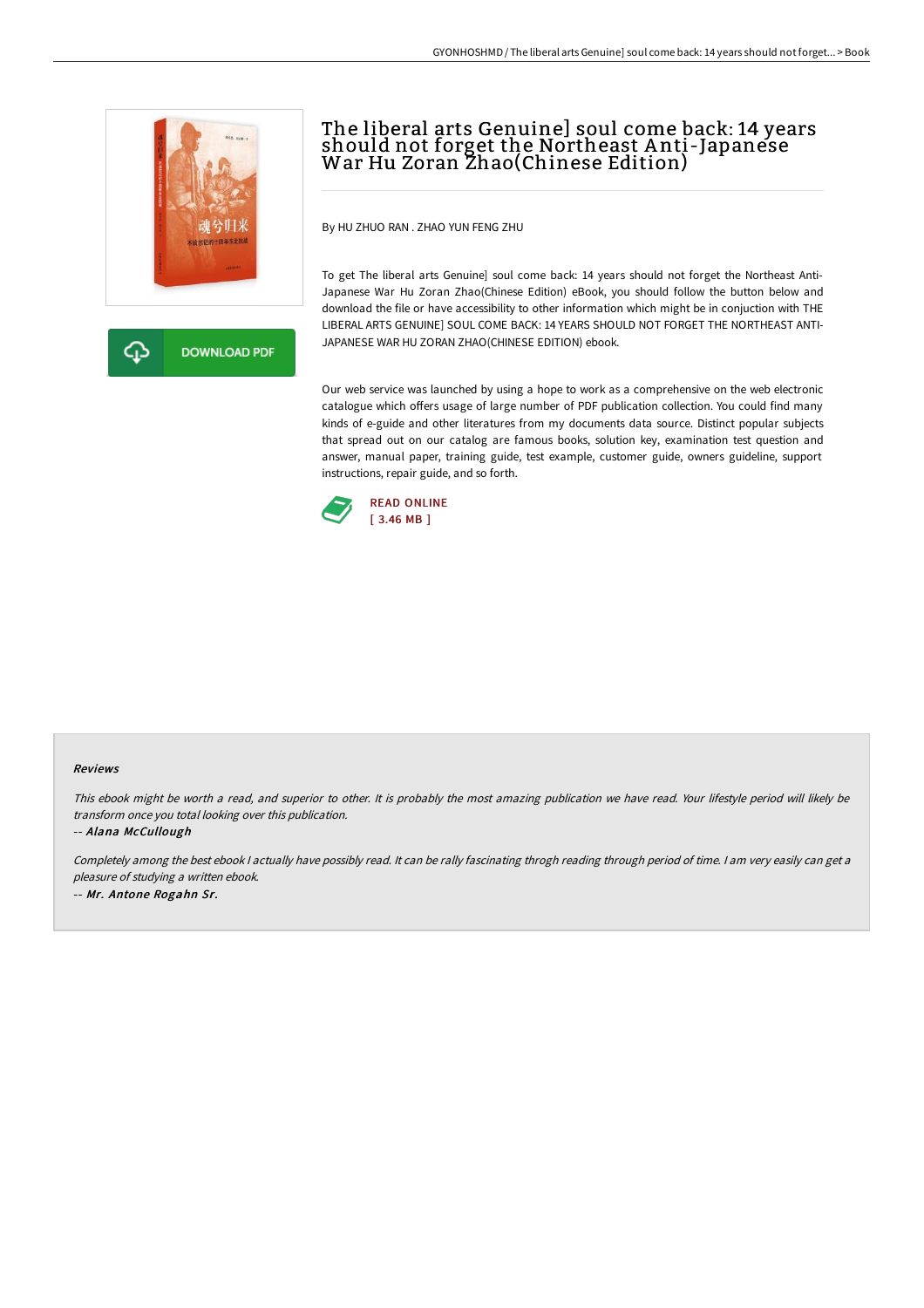# The liberal arts Genuine] soul come back: 14 years should not forget the Northeast Anti-Japanese War Hu Zoran Zhao(Chinese Edition)

DOWNLOAD PDF

By HU ZHUO RAN . ZHAO YUN FENG ZHU

To get The liberal arts Genuine] soul come back: 14 years should not forget the Northeast Anti-Japanese War Hu Zoran Zhao(Chinese Edition) eBook, you should follow the button below and download the file or have accessibility to other information which might be in conjuction with THE LIBERAL ARTS GENUINE] SOUL COME BACK: 14 YEARS SHOULD NOT FORGET THE NORTHEAST ANTI-JAPANESE WAR HU ZORAN ZHAO(CHINESE EDITION) ebook.

Our web service was launched by using a hope to work as a comprehensive on the web electronic catalogue which offers usage of large number of PDF publication collection. You could find many kinds of e-guide and other literatures from my documents data source. Distinct popular subjects that spread out on our catalog are famous books, solution key, examination test question and answer, manual paper, training guide, test example, customer guide, owners guideline, support instructions, repair guide, and so forth.

READ ONLINE
[ 3.46 MB ]

### Reviews

*This ebook might be worth a read, and superior to other. It is probably the most amazing publication we have read. Your lifestyle period will likely be transform once you total looking over this publication.*

-- *Alana McCullough*

*Completely among the best ebook I actually have possibly read. It can be rally fascinating throgh reading through period of time. I am very easily can get a pleasure of studying a written ebook.*

-- *Mr. Antone Rogahn Sr.*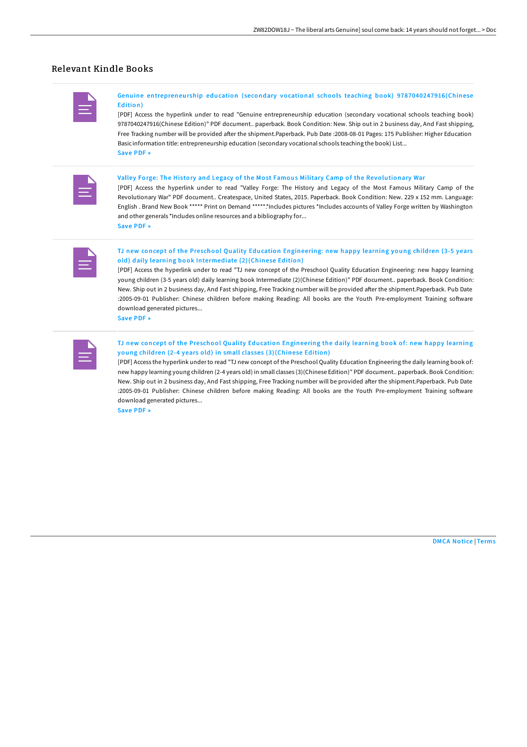## Relevant Kindle Books

### Genuine entrepreneurship education (secondary vocational schools teaching book) 9787040247916(Chinese Edition)

[PDF] Access the hyperlink under to read "Genuine entrepreneurship education (secondary vocational schools teaching book) 9787040247916(Chinese Edition)" PDF document.. paperback. Book Condition: New. Ship out in 2 business day, And Fast shipping, Free Tracking number will be provided after the shipment.Paperback. Pub Date :2008-08-01 Pages: 175 Publisher: Higher Education Basic information title: entrepreneurship education (secondary vocational schools teaching the book) List...

Save PDF »

### Valley Forge: The History and Legacy of the Most Famous Military Camp of the Revolutionary War

[PDF] Access the hyperlink under to read "Valley Forge: The History and Legacy of the Most Famous Military Camp of the Revolutionary War" PDF document.. Createspace, United States, 2015. Paperback. Book Condition: New. 229 x 152 mm. Language: English . Brand New Book ***** Print on Demand *****.*Includes pictures *Includes accounts of Valley Forge written by Washington and other generals *Includes online resources and a bibliography for...

Save PDF »

### TJ new concept of the Preschool Quality Education Engineering: new happy learning young children (3-5 years old) daily learning book Intermediate (2)(Chinese Edition)

[PDF] Access the hyperlink under to read "TJ new concept of the Preschool Quality Education Engineering: new happy learning young children (3-5 years old) daily learning book Intermediate (2)(Chinese Edition)" PDF document.. paperback. Book Condition: New. Ship out in 2 business day, And Fast shipping, Free Tracking number will be provided after the shipment.Paperback. Pub Date :2005-09-01 Publisher: Chinese children before making Reading: All books are the Youth Pre-employment Training software download generated pictures...

Save PDF »

### TJ new concept of the Preschool Quality Education Engineering the daily learning book of: new happy learning young children (2-4 years old) in small classes (3)(Chinese Edition)

[PDF] Access the hyperlink under to read "TJ new concept of the Preschool Quality Education Engineering the daily learning book of: new happy learning young children (2-4 years old) in small classes (3)(Chinese Edition)" PDF document.. paperback. Book Condition: New. Ship out in 2 business day, And Fast shipping, Free Tracking number will be provided after the shipment.Paperback. Pub Date :2005-09-01 Publisher: Chinese children before making Reading: All books are the Youth Pre-employment Training software download generated pictures...

Save PDF »

DMCA Notice | Terms